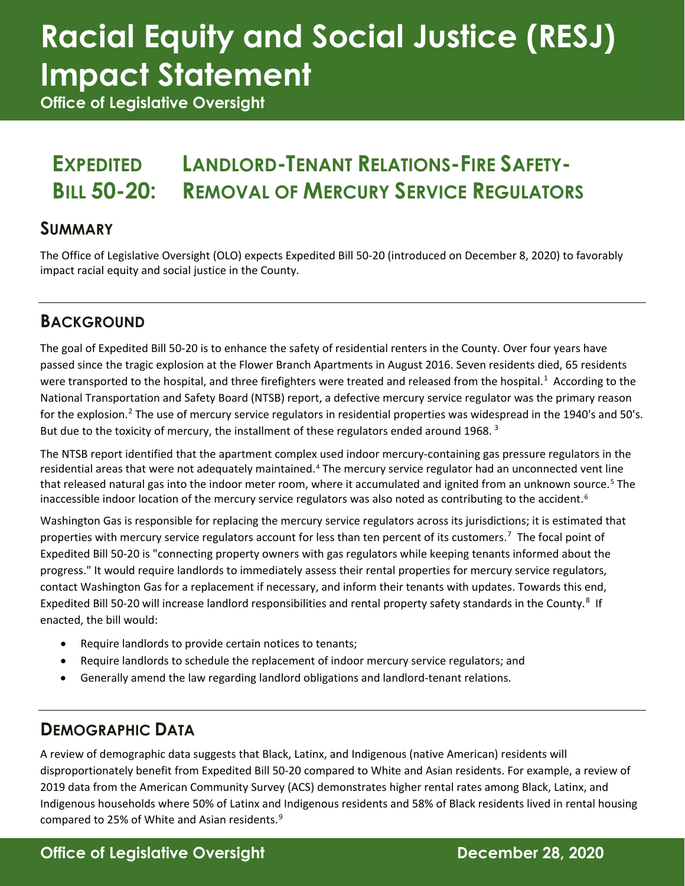# Racial Equity and Social Justice (RESJ) Impact Statement

**Office of Legislative Oversight**

## EXPEDITED BILL 50-20: LANDLORD-TENANT RELATIONS-FIRE SAFETY-REMOVAL OF MERCURY SERVICE REGULATORS

### SUMMARY

The Office of Legislative Oversight (OLO) expects Expedited Bill 50-20 (introduced on December 8, 2020) to favorably impact racial equity and social justice in the County.

### BACKGROUND

The goal of Expedited Bill 50-20 is to enhance the safety of residential renters in the County. Over four years have passed since the tragic explosion at the Flower Branch Apartments in August 2016. Seven residents died, 65 residents were transported to the hospital, and three firefighters were treated and released from the hospital.[1] According to the National Transportation and Safety Board (NTSB) report, a defective mercury service regulator was the primary reason for the explosion.[2] The use of mercury service regulators in residential properties was widespread in the 1940's and 50's. But due to the toxicity of mercury, the installment of these regulators ended around 1968.[3]

The NTSB report identified that the apartment complex used indoor mercury-containing gas pressure regulators in the residential areas that were not adequately maintained.[4] The mercury service regulator had an unconnected vent line that released natural gas into the indoor meter room, where it accumulated and ignited from an unknown source.[5] The inaccessible indoor location of the mercury service regulators was also noted as contributing to the accident.[6]

Washington Gas is responsible for replacing the mercury service regulators across its jurisdictions; it is estimated that properties with mercury service regulators account for less than ten percent of its customers.[7] The focal point of Expedited Bill 50-20 is "connecting property owners with gas regulators while keeping tenants informed about the progress." It would require landlords to immediately assess their rental properties for mercury service regulators, contact Washington Gas for a replacement if necessary, and inform their tenants with updates. Towards this end, Expedited Bill 50-20 will increase landlord responsibilities and rental property safety standards in the County.[8] If enacted, the bill would:

- Require landlords to provide certain notices to tenants;
- Require landlords to schedule the replacement of indoor mercury service regulators; and
- Generally amend the law regarding landlord obligations and landlord-tenant relations.

### DEMOGRAPHIC DATA

A review of demographic data suggests that Black, Latinx, and Indigenous (native American) residents will disproportionately benefit from Expedited Bill 50-20 compared to White and Asian residents. For example, a review of 2019 data from the American Community Survey (ACS) demonstrates higher rental rates among Black, Latinx, and Indigenous households where 50% of Latinx and Indigenous residents and 58% of Black residents lived in rental housing compared to 25% of White and Asian residents.[9]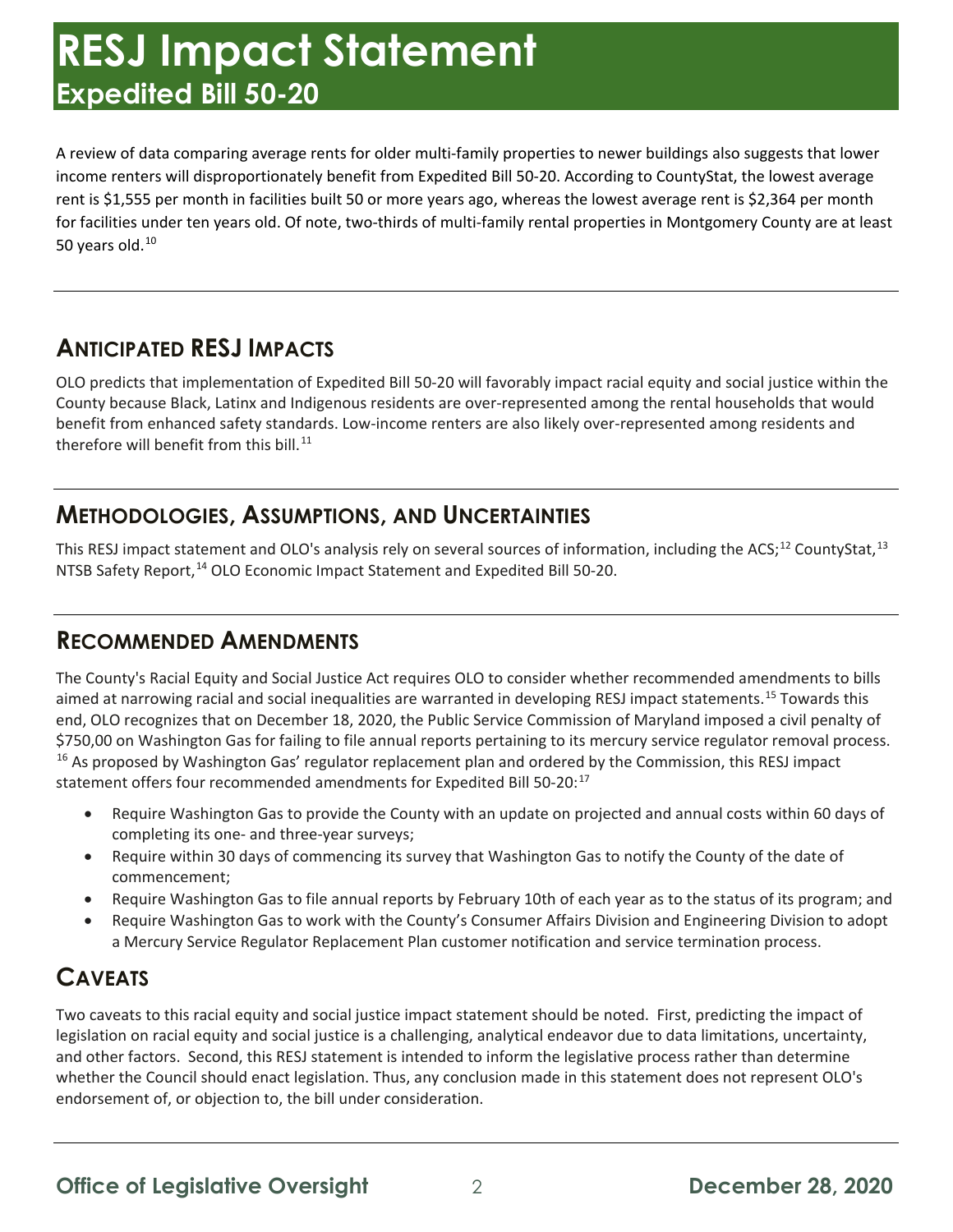A review of data comparing average rents for older multi-family properties to newer buildings also suggests that lower income renters will disproportionately benefit from Expedited Bill 50-20. According to CountyStat, the lowest average rent is $1,555 per month in facilities built 50 or more years ago, whereas the lowest average rent is $2,364 per month for facilities under ten years old. Of note, two-thirds of multi-family rental properties in Montgomery County are at least 50 years old.[10]

## ANTICIPATED RESJ IMPACTS

OLO predicts that implementation of Expedited Bill 50-20 will favorably impact racial equity and social justice within the County because Black, Latinx and Indigenous residents are over-represented among the rental households that would benefit from enhanced safety standards. Low-income renters are also likely over-represented among residents and therefore will benefit from this bill.[11]

## METHODOLOGIES, ASSUMPTIONS, AND UNCERTAINTIES

This RESJ impact statement and OLO's analysis rely on several sources of information, including the ACS;[12] CountyStat,[13] NTSB Safety Report,[14] OLO Economic Impact Statement and Expedited Bill 50-20.

## RECOMMENDED AMENDMENTS

The County's Racial Equity and Social Justice Act requires OLO to consider whether recommended amendments to bills aimed at narrowing racial and social inequalities are warranted in developing RESJ impact statements.[15] Towards this end, OLO recognizes that on December 18, 2020, the Public Service Commission of Maryland imposed a civil penalty of $750,00 on Washington Gas for failing to file annual reports pertaining to its mercury service regulator removal process.[16] As proposed by Washington Gas' regulator replacement plan and ordered by the Commission, this RESJ impact statement offers four recommended amendments for Expedited Bill 50-20:[17]

- Require Washington Gas to provide the County with an update on projected and annual costs within 60 days of completing its one- and three-year surveys;
- Require within 30 days of commencing its survey that Washington Gas to notify the County of the date of commencement;
- Require Washington Gas to file annual reports by February 10th of each year as to the status of its program; and
- Require Washington Gas to work with the County's Consumer Affairs Division and Engineering Division to adopt a Mercury Service Regulator Replacement Plan customer notification and service termination process.

## CAVEATS

Two caveats to this racial equity and social justice impact statement should be noted. First, predicting the impact of legislation on racial equity and social justice is a challenging, analytical endeavor due to data limitations, uncertainty, and other factors. Second, this RESJ statement is intended to inform the legislative process rather than determine whether the Council should enact legislation. Thus, any conclusion made in this statement does not represent OLO's endorsement of, or objection to, the bill under consideration.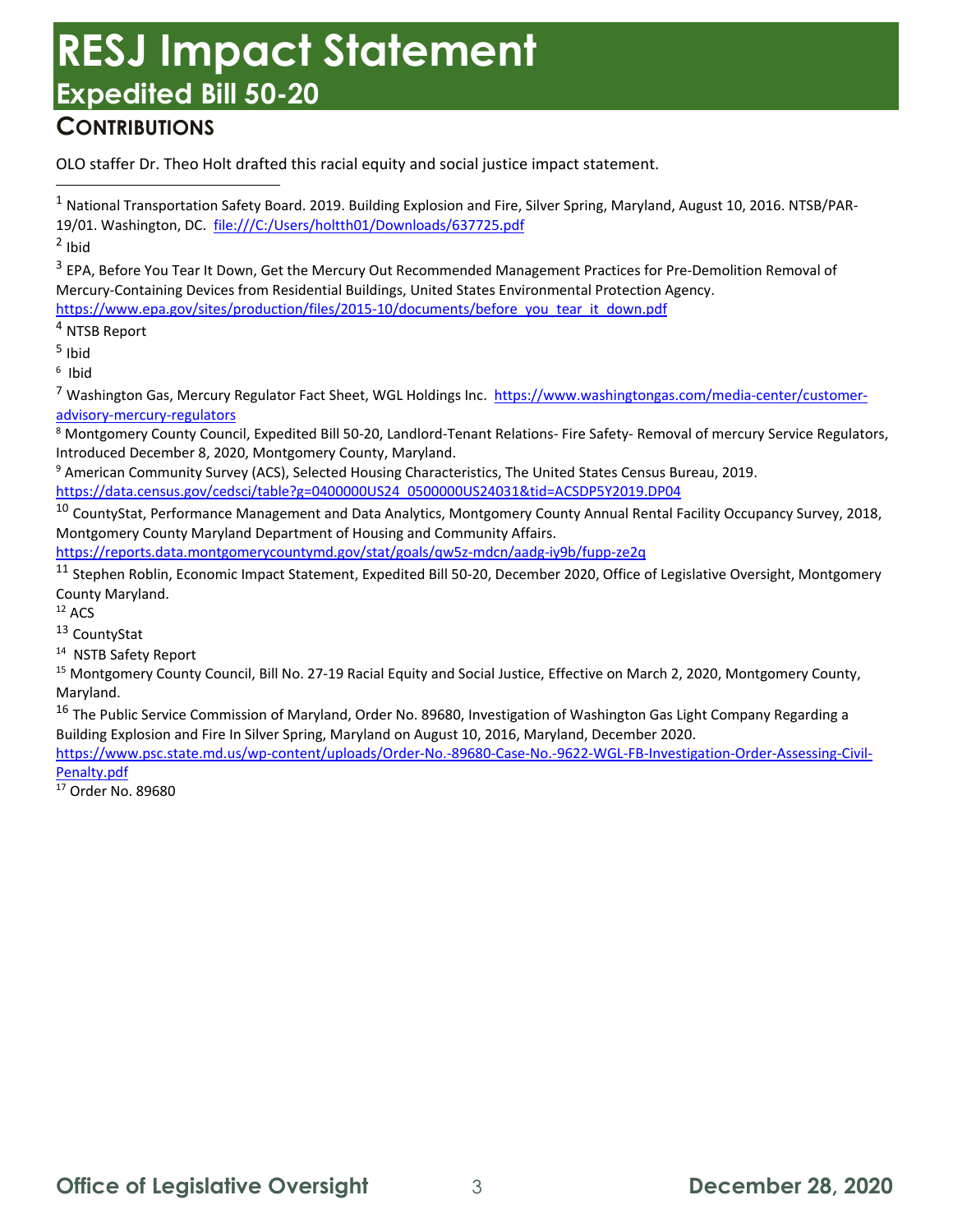# RESJ Impact Statement

## Expedited Bill 50-20

### CONTRIBUTIONS

OLO staffer Dr. Theo Holt drafted this racial equity and social justice impact statement.

---

[1] National Transportation Safety Board. 2019. Building Explosion and Fire, Silver Spring, Maryland, August 10, 2016. NTSB/PAR-19/01. Washington, DC. file:///C:/Users/holtth01/Downloads/637725.pdf

[2] Ibid

[3] EPA, Before You Tear It Down, Get the Mercury Out Recommended Management Practices for Pre-Demolition Removal of Mercury-Containing Devices from Residential Buildings, United States Environmental Protection Agency. https://www.epa.gov/sites/production/files/2015-10/documents/before_you_tear_it_down.pdf

[4] NTSB Report

[5] Ibid

[6] Ibid

[7] Washington Gas, Mercury Regulator Fact Sheet, WGL Holdings Inc. https://www.washingtongas.com/media-center/customer-advisory-mercury-regulators

[8] Montgomery County Council, Expedited Bill 50-20, Landlord-Tenant Relations- Fire Safety- Removal of mercury Service Regulators, Introduced December 8, 2020, Montgomery County, Maryland.

[9] American Community Survey (ACS), Selected Housing Characteristics, The United States Census Bureau, 2019. https://data.census.gov/cedsci/table?g=0400000US24_0500000US24031&tid=ACSDP5Y2019.DP04

[10] CountyStat, Performance Management and Data Analytics, Montgomery County Annual Rental Facility Occupancy Survey, 2018, Montgomery County Maryland Department of Housing and Community Affairs. https://reports.data.montgomerycountymd.gov/stat/goals/qw5z-mdcn/aadg-iy9b/fupp-ze2q

[11] Stephen Roblin, Economic Impact Statement, Expedited Bill 50-20, December 2020, Office of Legislative Oversight, Montgomery County Maryland.

[12] ACS

[13] CountyStat

[14] NSTB Safety Report

[15] Montgomery County Council, Bill No. 27-19 Racial Equity and Social Justice, Effective on March 2, 2020, Montgomery County, Maryland.

[16] The Public Service Commission of Maryland, Order No. 89680, Investigation of Washington Gas Light Company Regarding a Building Explosion and Fire In Silver Spring, Maryland on August 10, 2016, Maryland, December 2020. https://www.psc.state.md.us/wp-content/uploads/Order-No.-89680-Case-No.-9622-WGL-FB-Investigation-Order-Assessing-Civil-Penalty.pdf

[17] Order No. 89680